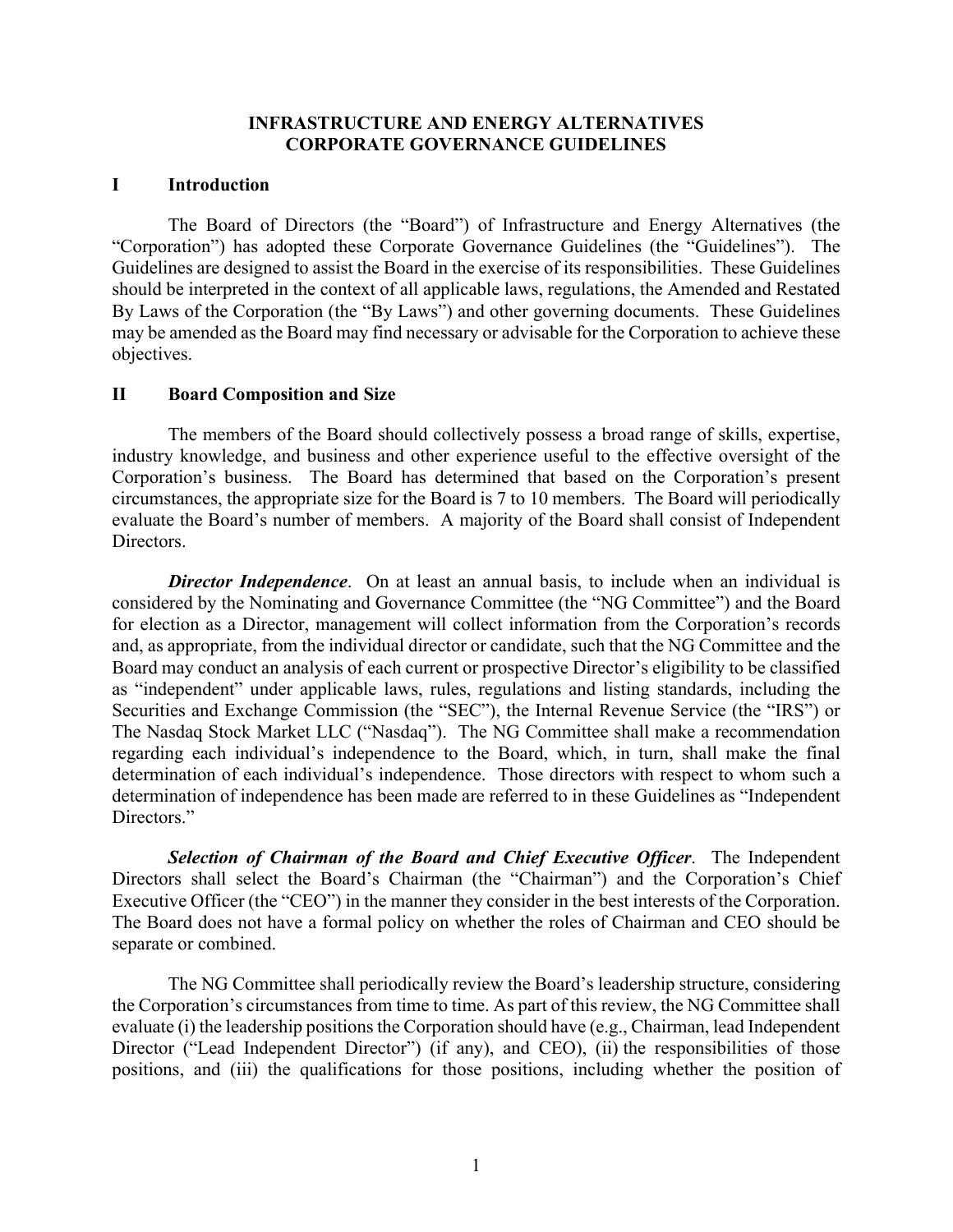# INFRASTRUCTURE AND ENERGY ALTERNATIVES
# CORPORATE GOVERNANCE GUIDELINES

## I Introduction

The Board of Directors (the "Board") of Infrastructure and Energy Alternatives (the "Corporation") has adopted these Corporate Governance Guidelines (the "Guidelines"). The Guidelines are designed to assist the Board in the exercise of its responsibilities. These Guidelines should be interpreted in the context of all applicable laws, regulations, the Amended and Restated By Laws of the Corporation (the "By Laws") and other governing documents. These Guidelines may be amended as the Board may find necessary or advisable for the Corporation to achieve these objectives.

## II Board Composition and Size

The members of the Board should collectively possess a broad range of skills, expertise, industry knowledge, and business and other experience useful to the effective oversight of the Corporation's business. The Board has determined that based on the Corporation's present circumstances, the appropriate size for the Board is 7 to 10 members. The Board will periodically evaluate the Board's number of members. A majority of the Board shall consist of Independent Directors.

***Director Independence***. On at least an annual basis, to include when an individual is considered by the Nominating and Governance Committee (the "NG Committee") and the Board for election as a Director, management will collect information from the Corporation's records and, as appropriate, from the individual director or candidate, such that the NG Committee and the Board may conduct an analysis of each current or prospective Director's eligibility to be classified as "independent" under applicable laws, rules, regulations and listing standards, including the Securities and Exchange Commission (the "SEC"), the Internal Revenue Service (the "IRS") or The Nasdaq Stock Market LLC ("Nasdaq"). The NG Committee shall make a recommendation regarding each individual's independence to the Board, which, in turn, shall make the final determination of each individual's independence. Those directors with respect to whom such a determination of independence has been made are referred to in these Guidelines as "Independent Directors."

***Selection of Chairman of the Board and Chief Executive Officer***. The Independent Directors shall select the Board's Chairman (the "Chairman") and the Corporation's Chief Executive Officer (the "CEO") in the manner they consider in the best interests of the Corporation. The Board does not have a formal policy on whether the roles of Chairman and CEO should be separate or combined.

The NG Committee shall periodically review the Board's leadership structure, considering the Corporation's circumstances from time to time. As part of this review, the NG Committee shall evaluate (i) the leadership positions the Corporation should have (e.g., Chairman, lead Independent Director ("Lead Independent Director") (if any), and CEO), (ii) the responsibilities of those positions, and (iii) the qualifications for those positions, including whether the position of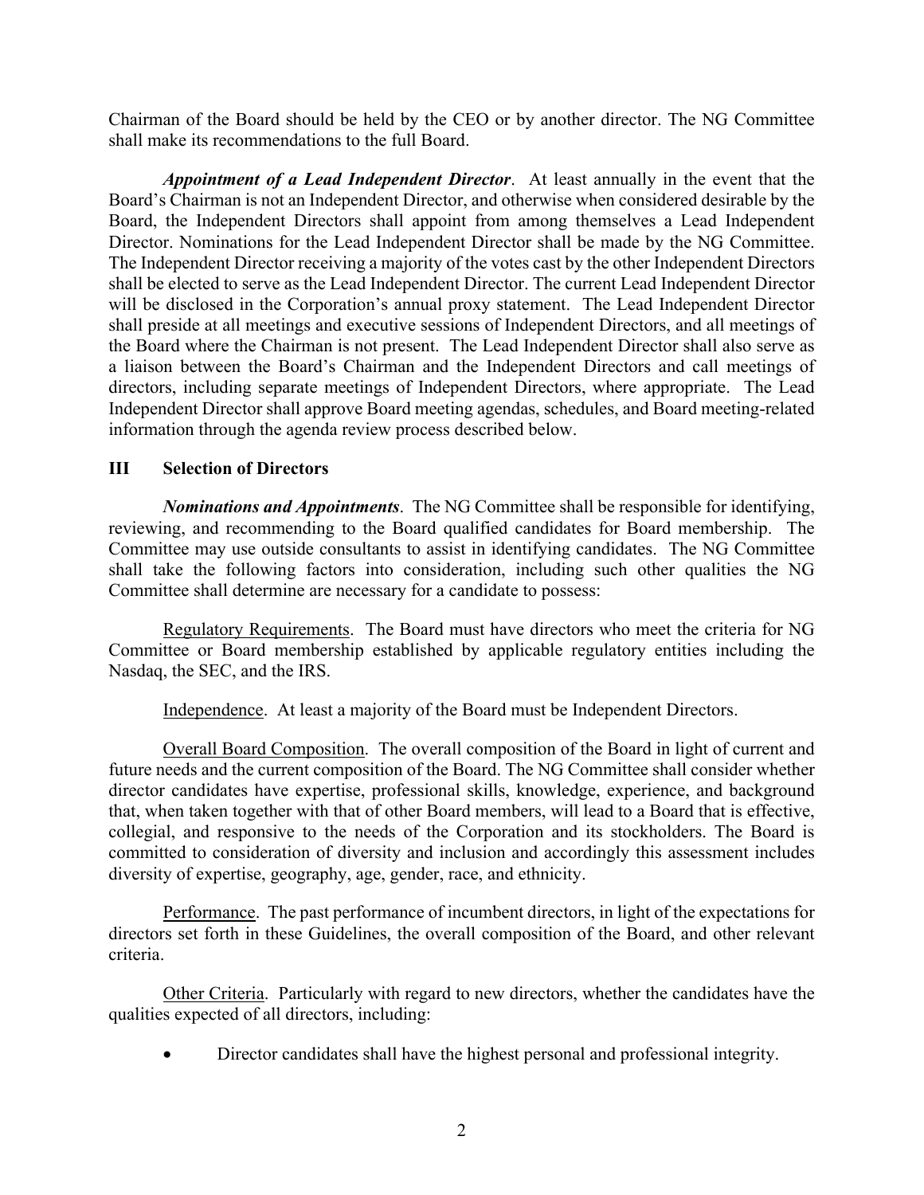Chairman of the Board should be held by the CEO or by another director. The NG Committee shall make its recommendations to the full Board.

***Appointment of a Lead Independent Director***. At least annually in the event that the Board's Chairman is not an Independent Director, and otherwise when considered desirable by the Board, the Independent Directors shall appoint from among themselves a Lead Independent Director. Nominations for the Lead Independent Director shall be made by the NG Committee. The Independent Director receiving a majority of the votes cast by the other Independent Directors shall be elected to serve as the Lead Independent Director. The current Lead Independent Director will be disclosed in the Corporation's annual proxy statement. The Lead Independent Director shall preside at all meetings and executive sessions of Independent Directors, and all meetings of the Board where the Chairman is not present. The Lead Independent Director shall also serve as a liaison between the Board's Chairman and the Independent Directors and call meetings of directors, including separate meetings of Independent Directors, where appropriate. The Lead Independent Director shall approve Board meeting agendas, schedules, and Board meeting-related information through the agenda review process described below.

## III Selection of Directors

***Nominations and Appointments***. The NG Committee shall be responsible for identifying, reviewing, and recommending to the Board qualified candidates for Board membership. The Committee may use outside consultants to assist in identifying candidates. The NG Committee shall take the following factors into consideration, including such other qualities the NG Committee shall determine are necessary for a candidate to possess:

<u>Regulatory Requirements</u>. The Board must have directors who meet the criteria for NG Committee or Board membership established by applicable regulatory entities including the Nasdaq, the SEC, and the IRS.

<u>Independence</u>. At least a majority of the Board must be Independent Directors.

<u>Overall Board Composition</u>. The overall composition of the Board in light of current and future needs and the current composition of the Board. The NG Committee shall consider whether director candidates have expertise, professional skills, knowledge, experience, and background that, when taken together with that of other Board members, will lead to a Board that is effective, collegial, and responsive to the needs of the Corporation and its stockholders. The Board is committed to consideration of diversity and inclusion and accordingly this assessment includes diversity of expertise, geography, age, gender, race, and ethnicity.

<u>Performance</u>. The past performance of incumbent directors, in light of the expectations for directors set forth in these Guidelines, the overall composition of the Board, and other relevant criteria.

<u>Other Criteria</u>. Particularly with regard to new directors, whether the candidates have the qualities expected of all directors, including:

- Director candidates shall have the highest personal and professional integrity.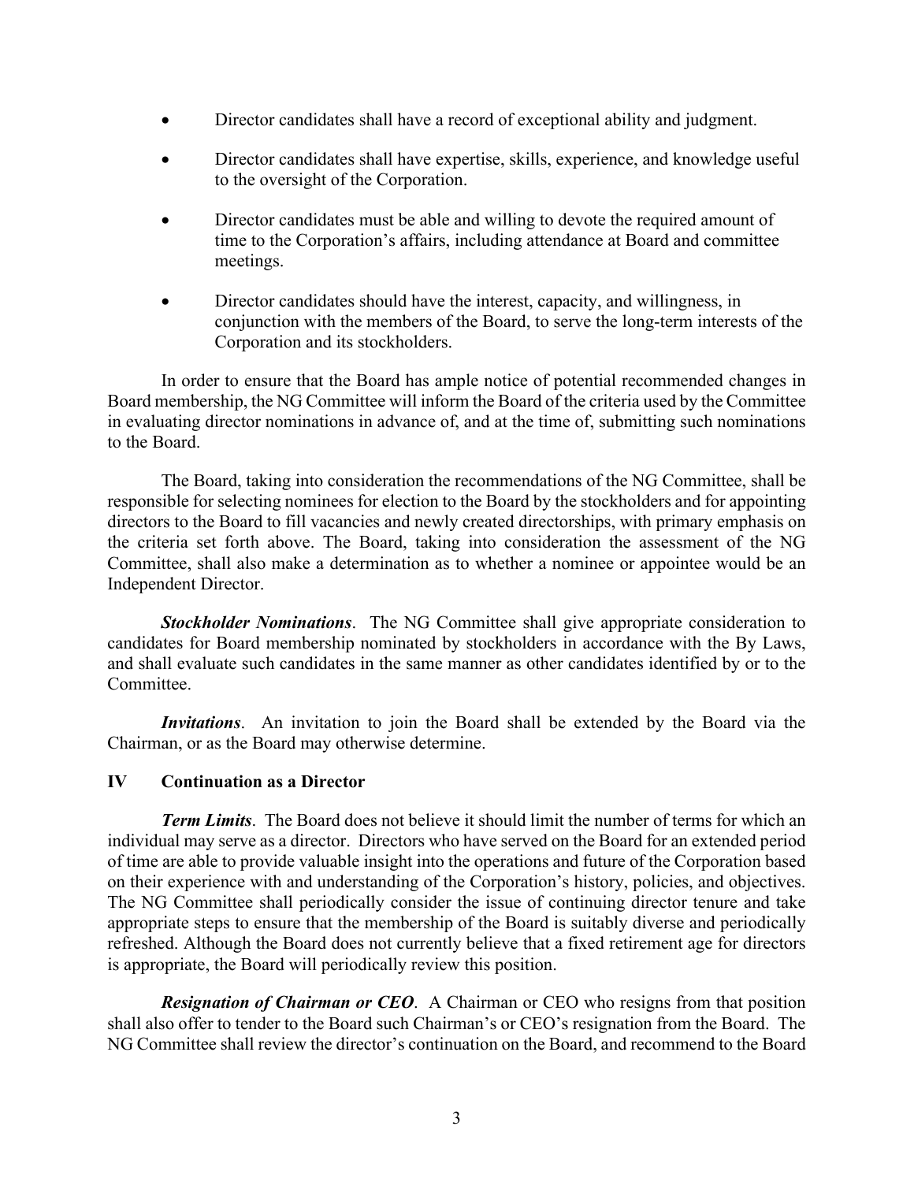- Director candidates shall have a record of exceptional ability and judgment.
- Director candidates shall have expertise, skills, experience, and knowledge useful to the oversight of the Corporation.
- Director candidates must be able and willing to devote the required amount of time to the Corporation's affairs, including attendance at Board and committee meetings.
- Director candidates should have the interest, capacity, and willingness, in conjunction with the members of the Board, to serve the long-term interests of the Corporation and its stockholders.

In order to ensure that the Board has ample notice of potential recommended changes in Board membership, the NG Committee will inform the Board of the criteria used by the Committee in evaluating director nominations in advance of, and at the time of, submitting such nominations to the Board.

The Board, taking into consideration the recommendations of the NG Committee, shall be responsible for selecting nominees for election to the Board by the stockholders and for appointing directors to the Board to fill vacancies and newly created directorships, with primary emphasis on the criteria set forth above. The Board, taking into consideration the assessment of the NG Committee, shall also make a determination as to whether a nominee or appointee would be an Independent Director.

***Stockholder Nominations***. The NG Committee shall give appropriate consideration to candidates for Board membership nominated by stockholders in accordance with the By Laws, and shall evaluate such candidates in the same manner as other candidates identified by or to the Committee.

***Invitations***. An invitation to join the Board shall be extended by the Board via the Chairman, or as the Board may otherwise determine.

## IV Continuation as a Director

***Term Limits***. The Board does not believe it should limit the number of terms for which an individual may serve as a director. Directors who have served on the Board for an extended period of time are able to provide valuable insight into the operations and future of the Corporation based on their experience with and understanding of the Corporation's history, policies, and objectives. The NG Committee shall periodically consider the issue of continuing director tenure and take appropriate steps to ensure that the membership of the Board is suitably diverse and periodically refreshed. Although the Board does not currently believe that a fixed retirement age for directors is appropriate, the Board will periodically review this position.

***Resignation of Chairman or CEO***. A Chairman or CEO who resigns from that position shall also offer to tender to the Board such Chairman's or CEO's resignation from the Board. The NG Committee shall review the director's continuation on the Board, and recommend to the Board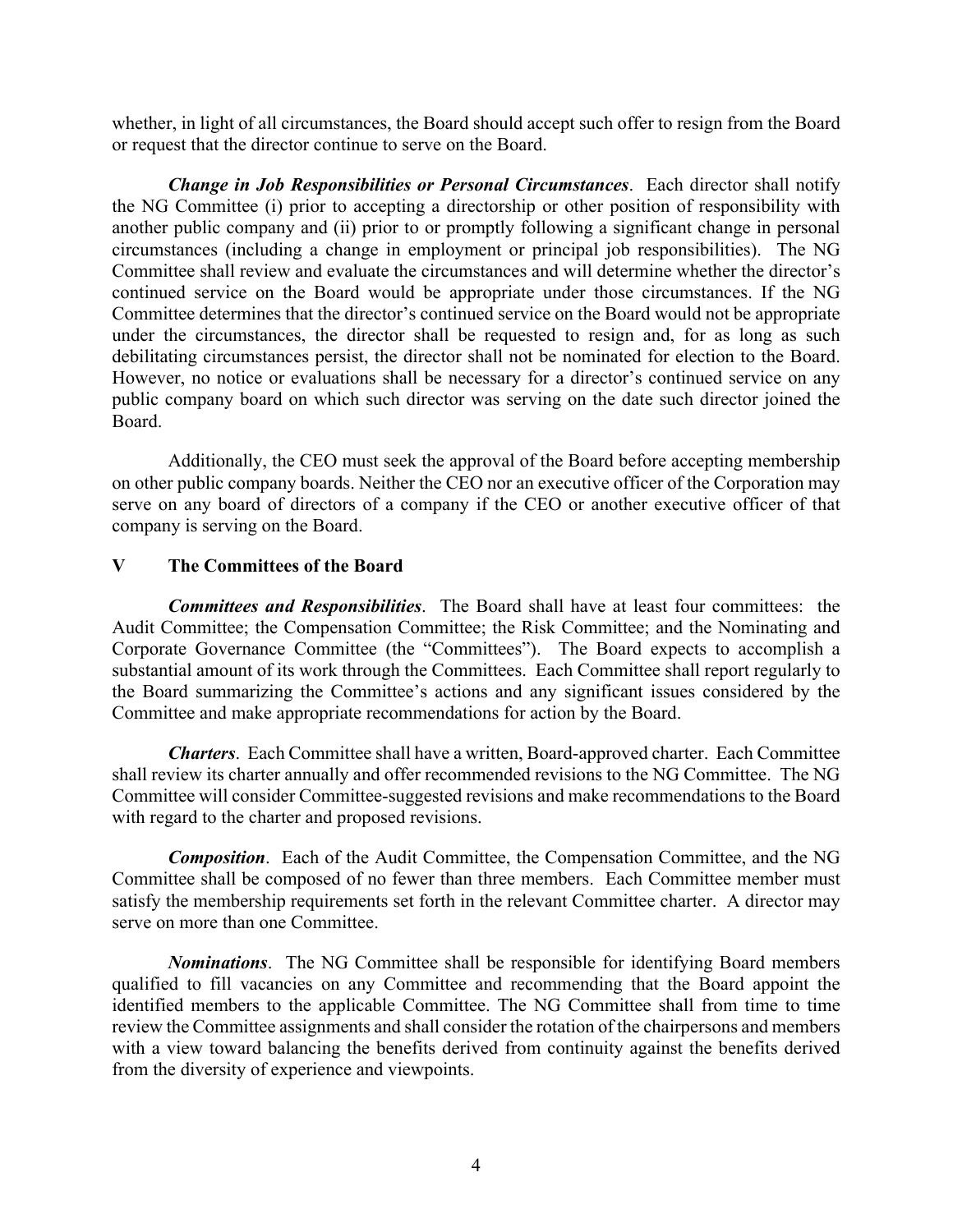whether, in light of all circumstances, the Board should accept such offer to resign from the Board or request that the director continue to serve on the Board.

***Change in Job Responsibilities or Personal Circumstances***. Each director shall notify the NG Committee (i) prior to accepting a directorship or other position of responsibility with another public company and (ii) prior to or promptly following a significant change in personal circumstances (including a change in employment or principal job responsibilities). The NG Committee shall review and evaluate the circumstances and will determine whether the director's continued service on the Board would be appropriate under those circumstances. If the NG Committee determines that the director's continued service on the Board would not be appropriate under the circumstances, the director shall be requested to resign and, for as long as such debilitating circumstances persist, the director shall not be nominated for election to the Board. However, no notice or evaluations shall be necessary for a director's continued service on any public company board on which such director was serving on the date such director joined the Board.

Additionally, the CEO must seek the approval of the Board before accepting membership on other public company boards. Neither the CEO nor an executive officer of the Corporation may serve on any board of directors of a company if the CEO or another executive officer of that company is serving on the Board.

## V The Committees of the Board

***Committees and Responsibilities***. The Board shall have at least four committees: the Audit Committee; the Compensation Committee; the Risk Committee; and the Nominating and Corporate Governance Committee (the "Committees"). The Board expects to accomplish a substantial amount of its work through the Committees. Each Committee shall report regularly to the Board summarizing the Committee's actions and any significant issues considered by the Committee and make appropriate recommendations for action by the Board.

***Charters***. Each Committee shall have a written, Board-approved charter. Each Committee shall review its charter annually and offer recommended revisions to the NG Committee. The NG Committee will consider Committee-suggested revisions and make recommendations to the Board with regard to the charter and proposed revisions.

***Composition***. Each of the Audit Committee, the Compensation Committee, and the NG Committee shall be composed of no fewer than three members. Each Committee member must satisfy the membership requirements set forth in the relevant Committee charter. A director may serve on more than one Committee.

***Nominations***. The NG Committee shall be responsible for identifying Board members qualified to fill vacancies on any Committee and recommending that the Board appoint the identified members to the applicable Committee. The NG Committee shall from time to time review the Committee assignments and shall consider the rotation of the chairpersons and members with a view toward balancing the benefits derived from continuity against the benefits derived from the diversity of experience and viewpoints.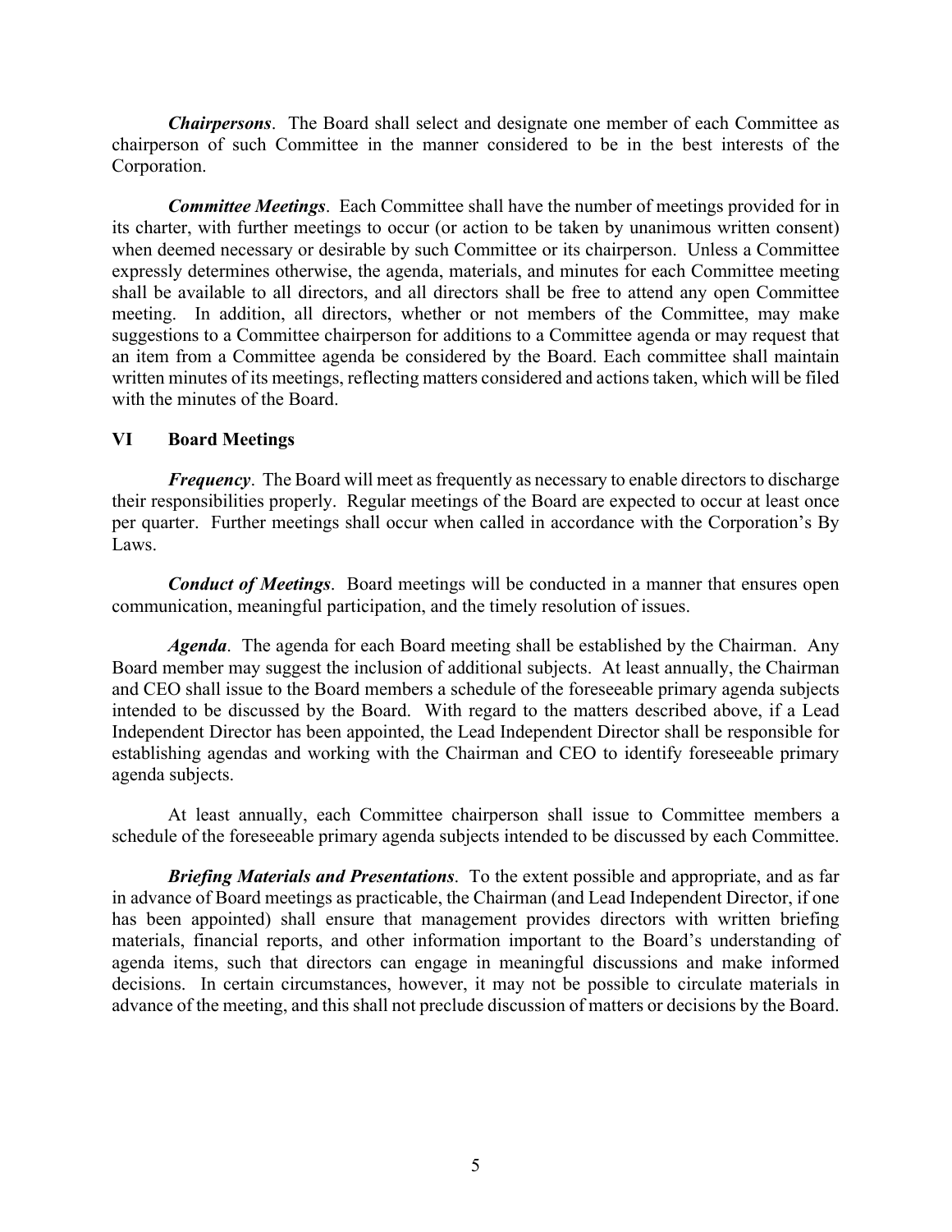***Chairpersons***. The Board shall select and designate one member of each Committee as chairperson of such Committee in the manner considered to be in the best interests of the Corporation.

***Committee Meetings***. Each Committee shall have the number of meetings provided for in its charter, with further meetings to occur (or action to be taken by unanimous written consent) when deemed necessary or desirable by such Committee or its chairperson. Unless a Committee expressly determines otherwise, the agenda, materials, and minutes for each Committee meeting shall be available to all directors, and all directors shall be free to attend any open Committee meeting. In addition, all directors, whether or not members of the Committee, may make suggestions to a Committee chairperson for additions to a Committee agenda or may request that an item from a Committee agenda be considered by the Board. Each committee shall maintain written minutes of its meetings, reflecting matters considered and actions taken, which will be filed with the minutes of the Board.

## VI Board Meetings

***Frequency***. The Board will meet as frequently as necessary to enable directors to discharge their responsibilities properly. Regular meetings of the Board are expected to occur at least once per quarter. Further meetings shall occur when called in accordance with the Corporation's By Laws.

***Conduct of Meetings***. Board meetings will be conducted in a manner that ensures open communication, meaningful participation, and the timely resolution of issues.

***Agenda***. The agenda for each Board meeting shall be established by the Chairman. Any Board member may suggest the inclusion of additional subjects. At least annually, the Chairman and CEO shall issue to the Board members a schedule of the foreseeable primary agenda subjects intended to be discussed by the Board. With regard to the matters described above, if a Lead Independent Director has been appointed, the Lead Independent Director shall be responsible for establishing agendas and working with the Chairman and CEO to identify foreseeable primary agenda subjects.

At least annually, each Committee chairperson shall issue to Committee members a schedule of the foreseeable primary agenda subjects intended to be discussed by each Committee.

***Briefing Materials and Presentations***. To the extent possible and appropriate, and as far in advance of Board meetings as practicable, the Chairman (and Lead Independent Director, if one has been appointed) shall ensure that management provides directors with written briefing materials, financial reports, and other information important to the Board's understanding of agenda items, such that directors can engage in meaningful discussions and make informed decisions. In certain circumstances, however, it may not be possible to circulate materials in advance of the meeting, and this shall not preclude discussion of matters or decisions by the Board.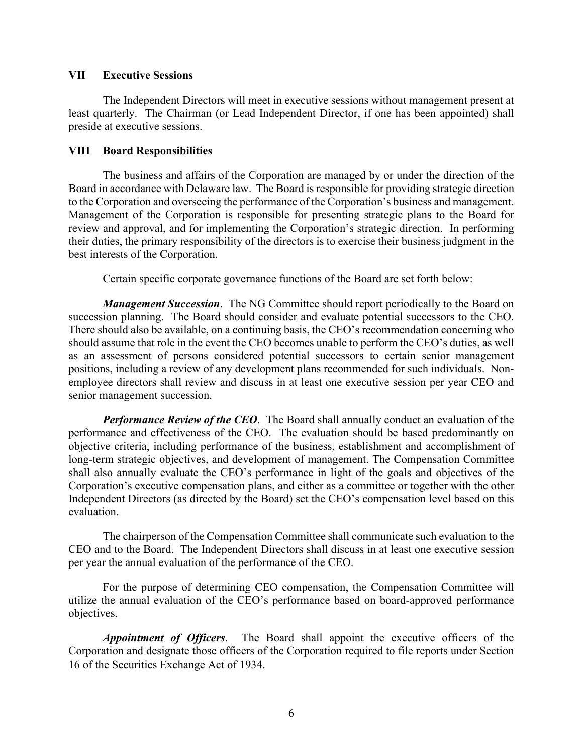## VII Executive Sessions

The Independent Directors will meet in executive sessions without management present at least quarterly. The Chairman (or Lead Independent Director, if one has been appointed) shall preside at executive sessions.

## VIII Board Responsibilities

The business and affairs of the Corporation are managed by or under the direction of the Board in accordance with Delaware law. The Board is responsible for providing strategic direction to the Corporation and overseeing the performance of the Corporation's business and management. Management of the Corporation is responsible for presenting strategic plans to the Board for review and approval, and for implementing the Corporation's strategic direction. In performing their duties, the primary responsibility of the directors is to exercise their business judgment in the best interests of the Corporation.

Certain specific corporate governance functions of the Board are set forth below:

***Management Succession***. The NG Committee should report periodically to the Board on succession planning. The Board should consider and evaluate potential successors to the CEO. There should also be available, on a continuing basis, the CEO's recommendation concerning who should assume that role in the event the CEO becomes unable to perform the CEO's duties, as well as an assessment of persons considered potential successors to certain senior management positions, including a review of any development plans recommended for such individuals. Non-employee directors shall review and discuss in at least one executive session per year CEO and senior management succession.

***Performance Review of the CEO***. The Board shall annually conduct an evaluation of the performance and effectiveness of the CEO. The evaluation should be based predominantly on objective criteria, including performance of the business, establishment and accomplishment of long-term strategic objectives, and development of management. The Compensation Committee shall also annually evaluate the CEO's performance in light of the goals and objectives of the Corporation's executive compensation plans, and either as a committee or together with the other Independent Directors (as directed by the Board) set the CEO's compensation level based on this evaluation.

The chairperson of the Compensation Committee shall communicate such evaluation to the CEO and to the Board. The Independent Directors shall discuss in at least one executive session per year the annual evaluation of the performance of the CEO.

For the purpose of determining CEO compensation, the Compensation Committee will utilize the annual evaluation of the CEO's performance based on board-approved performance objectives.

***Appointment of Officers***. The Board shall appoint the executive officers of the Corporation and designate those officers of the Corporation required to file reports under Section 16 of the Securities Exchange Act of 1934.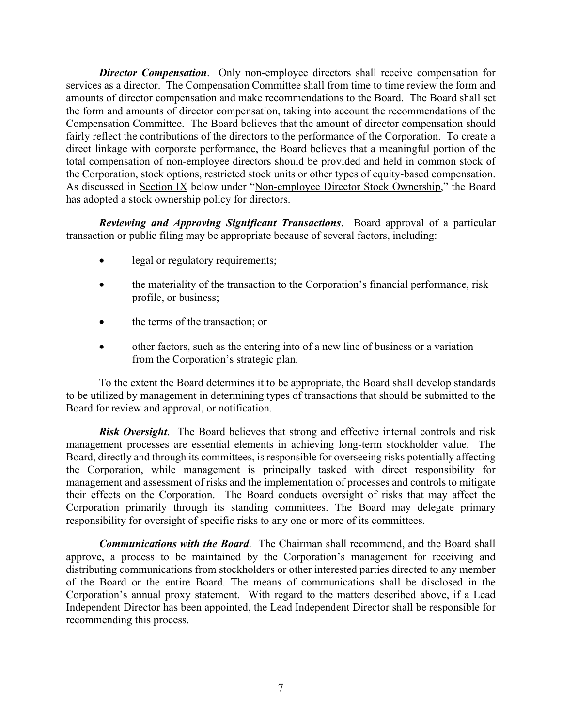***Director Compensation***. Only non-employee directors shall receive compensation for services as a director. The Compensation Committee shall from time to time review the form and amounts of director compensation and make recommendations to the Board. The Board shall set the form and amounts of director compensation, taking into account the recommendations of the Compensation Committee. The Board believes that the amount of director compensation should fairly reflect the contributions of the directors to the performance of the Corporation. To create a direct linkage with corporate performance, the Board believes that a meaningful portion of the total compensation of non-employee directors should be provided and held in common stock of the Corporation, stock options, restricted stock units or other types of equity-based compensation. As discussed in Section IX below under "Non-employee Director Stock Ownership," the Board has adopted a stock ownership policy for directors.

***Reviewing and Approving Significant Transactions***. Board approval of a particular transaction or public filing may be appropriate because of several factors, including:

- legal or regulatory requirements;
- the materiality of the transaction to the Corporation's financial performance, risk profile, or business;
- the terms of the transaction; or
- other factors, such as the entering into of a new line of business or a variation from the Corporation's strategic plan.

To the extent the Board determines it to be appropriate, the Board shall develop standards to be utilized by management in determining types of transactions that should be submitted to the Board for review and approval, or notification.

***Risk Oversight***. The Board believes that strong and effective internal controls and risk management processes are essential elements in achieving long-term stockholder value. The Board, directly and through its committees, is responsible for overseeing risks potentially affecting the Corporation, while management is principally tasked with direct responsibility for management and assessment of risks and the implementation of processes and controls to mitigate their effects on the Corporation. The Board conducts oversight of risks that may affect the Corporation primarily through its standing committees. The Board may delegate primary responsibility for oversight of specific risks to any one or more of its committees.

***Communications with the Board***. The Chairman shall recommend, and the Board shall approve, a process to be maintained by the Corporation's management for receiving and distributing communications from stockholders or other interested parties directed to any member of the Board or the entire Board. The means of communications shall be disclosed in the Corporation's annual proxy statement. With regard to the matters described above, if a Lead Independent Director has been appointed, the Lead Independent Director shall be responsible for recommending this process.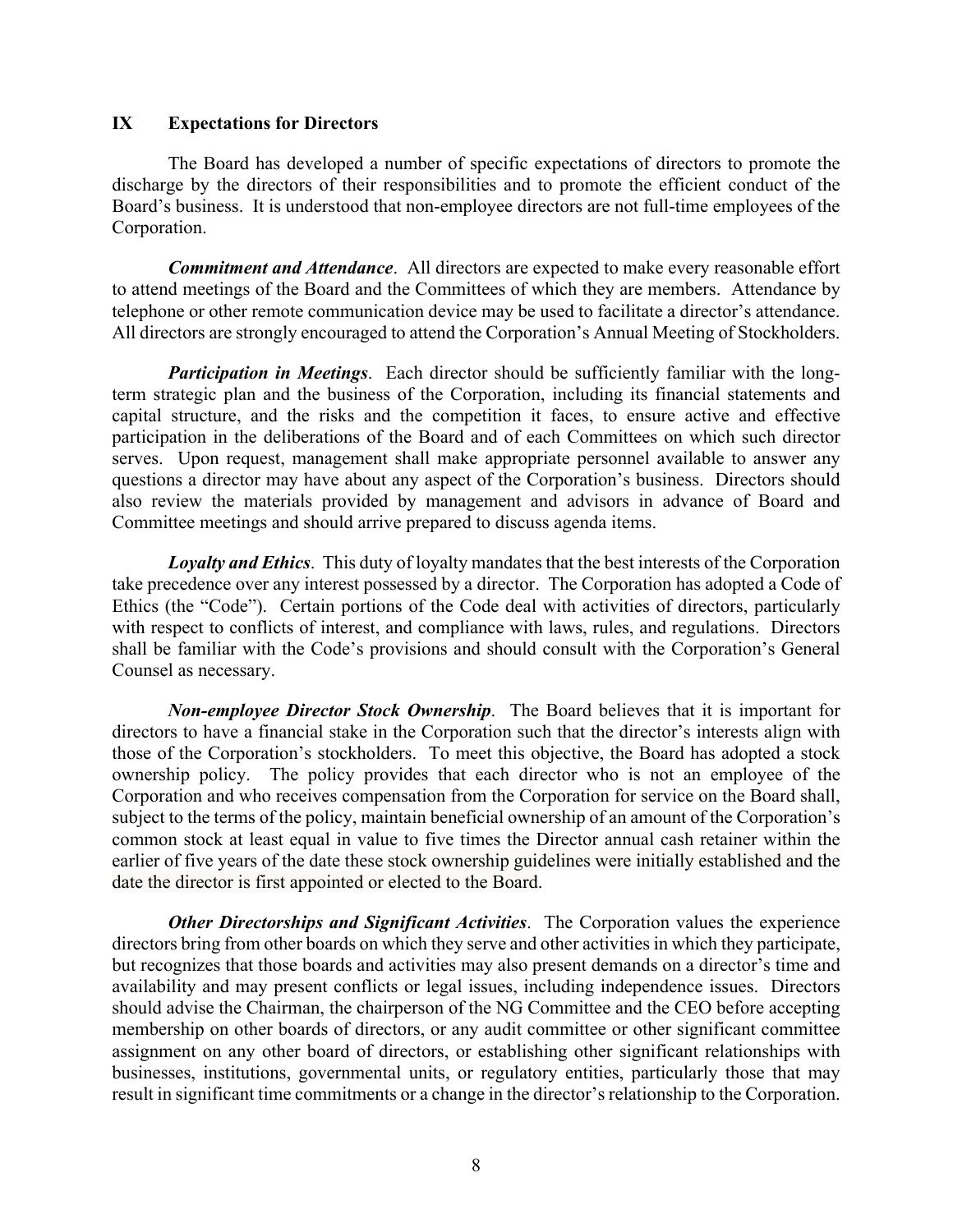## IX Expectations for Directors

The Board has developed a number of specific expectations of directors to promote the discharge by the directors of their responsibilities and to promote the efficient conduct of the Board's business. It is understood that non-employee directors are not full-time employees of the Corporation.

***Commitment and Attendance***. All directors are expected to make every reasonable effort to attend meetings of the Board and the Committees of which they are members. Attendance by telephone or other remote communication device may be used to facilitate a director's attendance. All directors are strongly encouraged to attend the Corporation's Annual Meeting of Stockholders.

***Participation in Meetings***. Each director should be sufficiently familiar with the long-term strategic plan and the business of the Corporation, including its financial statements and capital structure, and the risks and the competition it faces, to ensure active and effective participation in the deliberations of the Board and of each Committees on which such director serves. Upon request, management shall make appropriate personnel available to answer any questions a director may have about any aspect of the Corporation's business. Directors should also review the materials provided by management and advisors in advance of Board and Committee meetings and should arrive prepared to discuss agenda items.

***Loyalty and Ethics***. This duty of loyalty mandates that the best interests of the Corporation take precedence over any interest possessed by a director. The Corporation has adopted a Code of Ethics (the "Code"). Certain portions of the Code deal with activities of directors, particularly with respect to conflicts of interest, and compliance with laws, rules, and regulations. Directors shall be familiar with the Code's provisions and should consult with the Corporation's General Counsel as necessary.

***Non-employee Director Stock Ownership***. The Board believes that it is important for directors to have a financial stake in the Corporation such that the director's interests align with those of the Corporation's stockholders. To meet this objective, the Board has adopted a stock ownership policy. The policy provides that each director who is not an employee of the Corporation and who receives compensation from the Corporation for service on the Board shall, subject to the terms of the policy, maintain beneficial ownership of an amount of the Corporation's common stock at least equal in value to five times the Director annual cash retainer within the earlier of five years of the date these stock ownership guidelines were initially established and the date the director is first appointed or elected to the Board.

***Other Directorships and Significant Activities***. The Corporation values the experience directors bring from other boards on which they serve and other activities in which they participate, but recognizes that those boards and activities may also present demands on a director's time and availability and may present conflicts or legal issues, including independence issues. Directors should advise the Chairman, the chairperson of the NG Committee and the CEO before accepting membership on other boards of directors, or any audit committee or other significant committee assignment on any other board of directors, or establishing other significant relationships with businesses, institutions, governmental units, or regulatory entities, particularly those that may result in significant time commitments or a change in the director's relationship to the Corporation.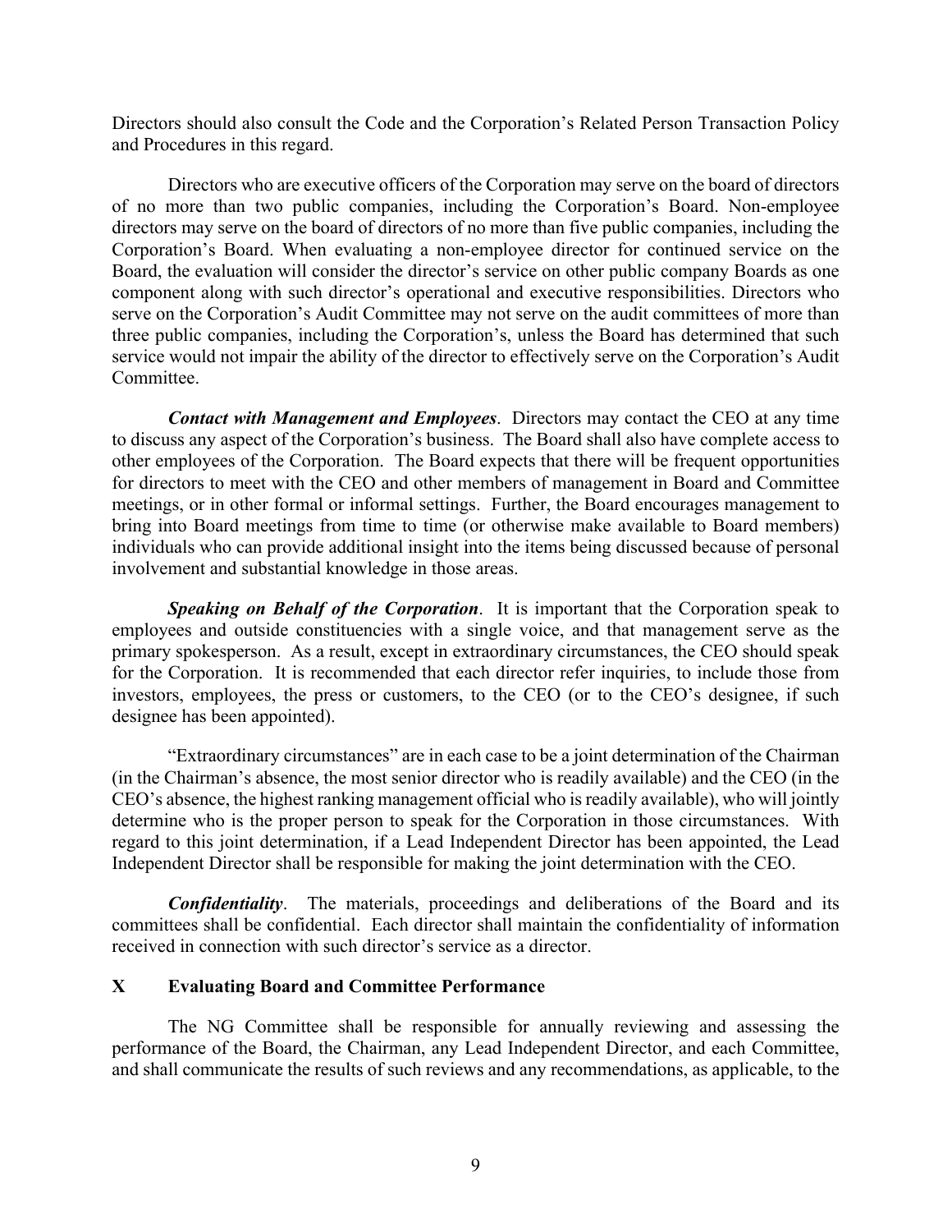Directors should also consult the Code and the Corporation's Related Person Transaction Policy and Procedures in this regard.

Directors who are executive officers of the Corporation may serve on the board of directors of no more than two public companies, including the Corporation's Board. Non-employee directors may serve on the board of directors of no more than five public companies, including the Corporation's Board. When evaluating a non-employee director for continued service on the Board, the evaluation will consider the director's service on other public company Boards as one component along with such director's operational and executive responsibilities. Directors who serve on the Corporation's Audit Committee may not serve on the audit committees of more than three public companies, including the Corporation's, unless the Board has determined that such service would not impair the ability of the director to effectively serve on the Corporation's Audit Committee.

***Contact with Management and Employees***. Directors may contact the CEO at any time to discuss any aspect of the Corporation's business. The Board shall also have complete access to other employees of the Corporation. The Board expects that there will be frequent opportunities for directors to meet with the CEO and other members of management in Board and Committee meetings, or in other formal or informal settings. Further, the Board encourages management to bring into Board meetings from time to time (or otherwise make available to Board members) individuals who can provide additional insight into the items being discussed because of personal involvement and substantial knowledge in those areas.

***Speaking on Behalf of the Corporation***. It is important that the Corporation speak to employees and outside constituencies with a single voice, and that management serve as the primary spokesperson. As a result, except in extraordinary circumstances, the CEO should speak for the Corporation. It is recommended that each director refer inquiries, to include those from investors, employees, the press or customers, to the CEO (or to the CEO's designee, if such designee has been appointed).

"Extraordinary circumstances" are in each case to be a joint determination of the Chairman (in the Chairman's absence, the most senior director who is readily available) and the CEO (in the CEO's absence, the highest ranking management official who is readily available), who will jointly determine who is the proper person to speak for the Corporation in those circumstances. With regard to this joint determination, if a Lead Independent Director has been appointed, the Lead Independent Director shall be responsible for making the joint determination with the CEO.

***Confidentiality***. The materials, proceedings and deliberations of the Board and its committees shall be confidential. Each director shall maintain the confidentiality of information received in connection with such director's service as a director.

## X Evaluating Board and Committee Performance

The NG Committee shall be responsible for annually reviewing and assessing the performance of the Board, the Chairman, any Lead Independent Director, and each Committee, and shall communicate the results of such reviews and any recommendations, as applicable, to the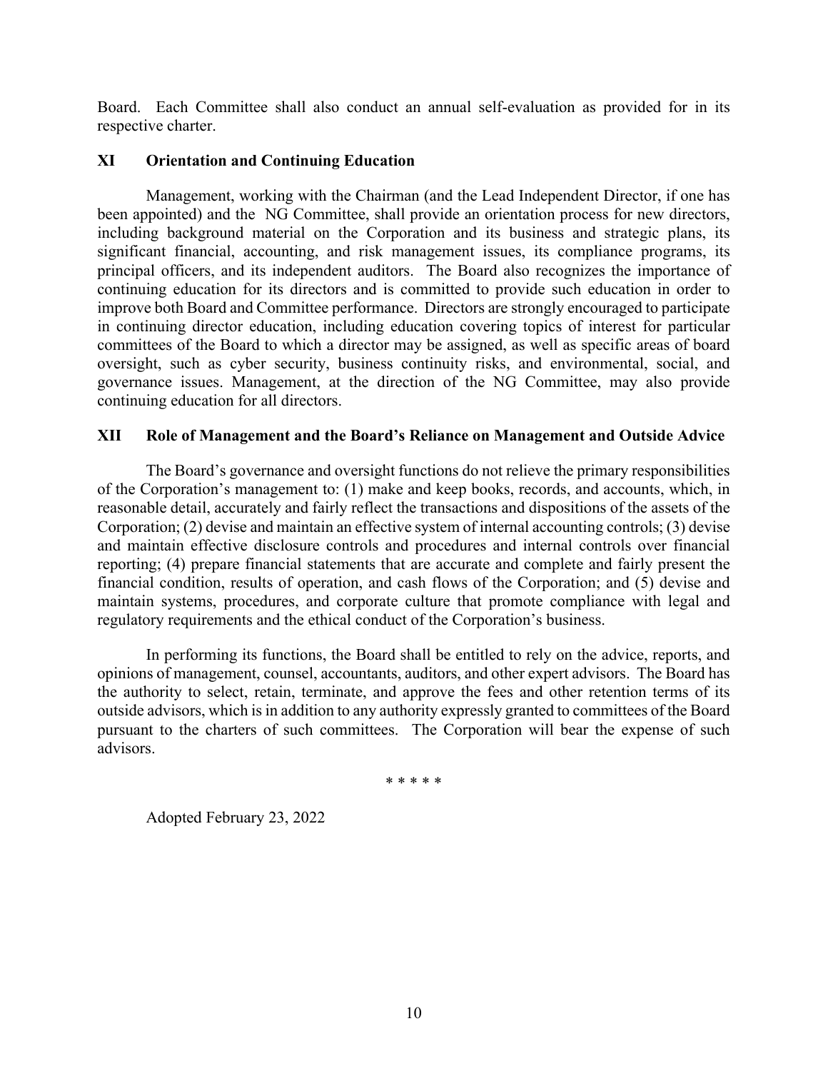Board. Each Committee shall also conduct an annual self-evaluation as provided for in its respective charter.

## XI Orientation and Continuing Education

Management, working with the Chairman (and the Lead Independent Director, if one has been appointed) and the NG Committee, shall provide an orientation process for new directors, including background material on the Corporation and its business and strategic plans, its significant financial, accounting, and risk management issues, its compliance programs, its principal officers, and its independent auditors. The Board also recognizes the importance of continuing education for its directors and is committed to provide such education in order to improve both Board and Committee performance. Directors are strongly encouraged to participate in continuing director education, including education covering topics of interest for particular committees of the Board to which a director may be assigned, as well as specific areas of board oversight, such as cyber security, business continuity risks, and environmental, social, and governance issues. Management, at the direction of the NG Committee, may also provide continuing education for all directors.

## XII Role of Management and the Board's Reliance on Management and Outside Advice

The Board's governance and oversight functions do not relieve the primary responsibilities of the Corporation's management to: (1) make and keep books, records, and accounts, which, in reasonable detail, accurately and fairly reflect the transactions and dispositions of the assets of the Corporation; (2) devise and maintain an effective system of internal accounting controls; (3) devise and maintain effective disclosure controls and procedures and internal controls over financial reporting; (4) prepare financial statements that are accurate and complete and fairly present the financial condition, results of operation, and cash flows of the Corporation; and (5) devise and maintain systems, procedures, and corporate culture that promote compliance with legal and regulatory requirements and the ethical conduct of the Corporation's business.

In performing its functions, the Board shall be entitled to rely on the advice, reports, and opinions of management, counsel, accountants, auditors, and other expert advisors. The Board has the authority to select, retain, terminate, and approve the fees and other retention terms of its outside advisors, which is in addition to any authority expressly granted to committees of the Board pursuant to the charters of such committees. The Corporation will bear the expense of such advisors.

* * * * *

Adopted February 23, 2022